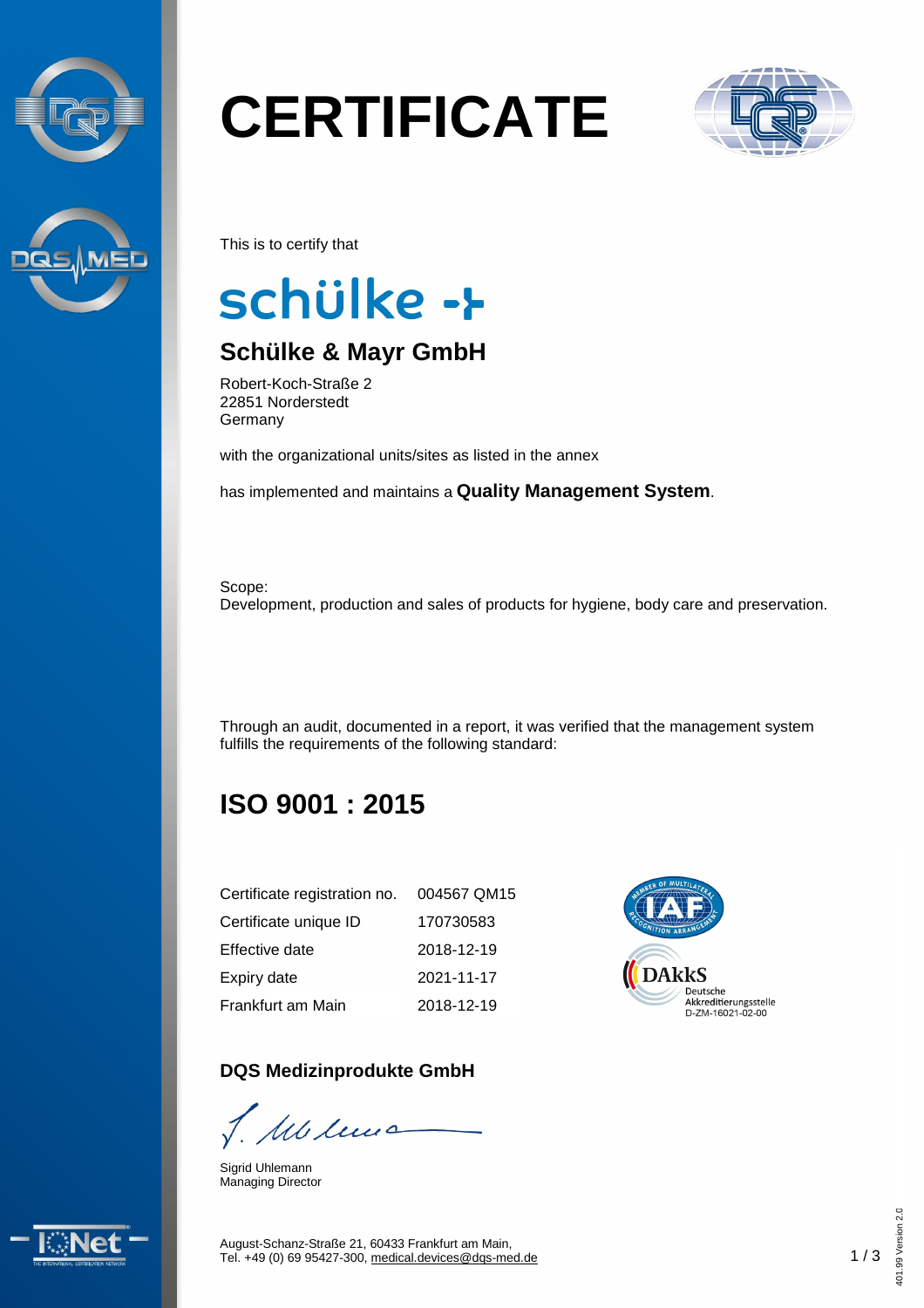# CERTIFICATE

This is to certify that

schülke

## Schülke & Mayr GmbH

Robert-Koch-Straße 2
22851 Norderstedt
Germany

with the organizational units/sites as listed in the annex

has implemented and maintains a **Quality Management System**.

Scope:
Development, production and sales of products for hygiene, body care and preservation.

Through an audit, documented in a report, it was verified that the management system fulfills the requirements of the following standard:

## ISO 9001 : 2015

| | |
|---|---|
| Certificate registration no. | 004567 QM15 |
| Certificate unique ID | 170730583 |
| Effective date | 2018-12-19 |
| Expiry date | 2021-11-17 |
| Frankfurt am Main | 2018-12-19 |

DAkkS
Deutsche
Akkreditierungsstelle
D-ZM-16021-02-00

### DQS Medizinprodukte GmbH

Sigrid Uhlemann
Managing Director

August-Schanz-Straße 21, 60433 Frankfurt am Main,
Tel. +49 (0) 69 95427-300, medical.devices@dqs-med.de

401.99 Version 2.0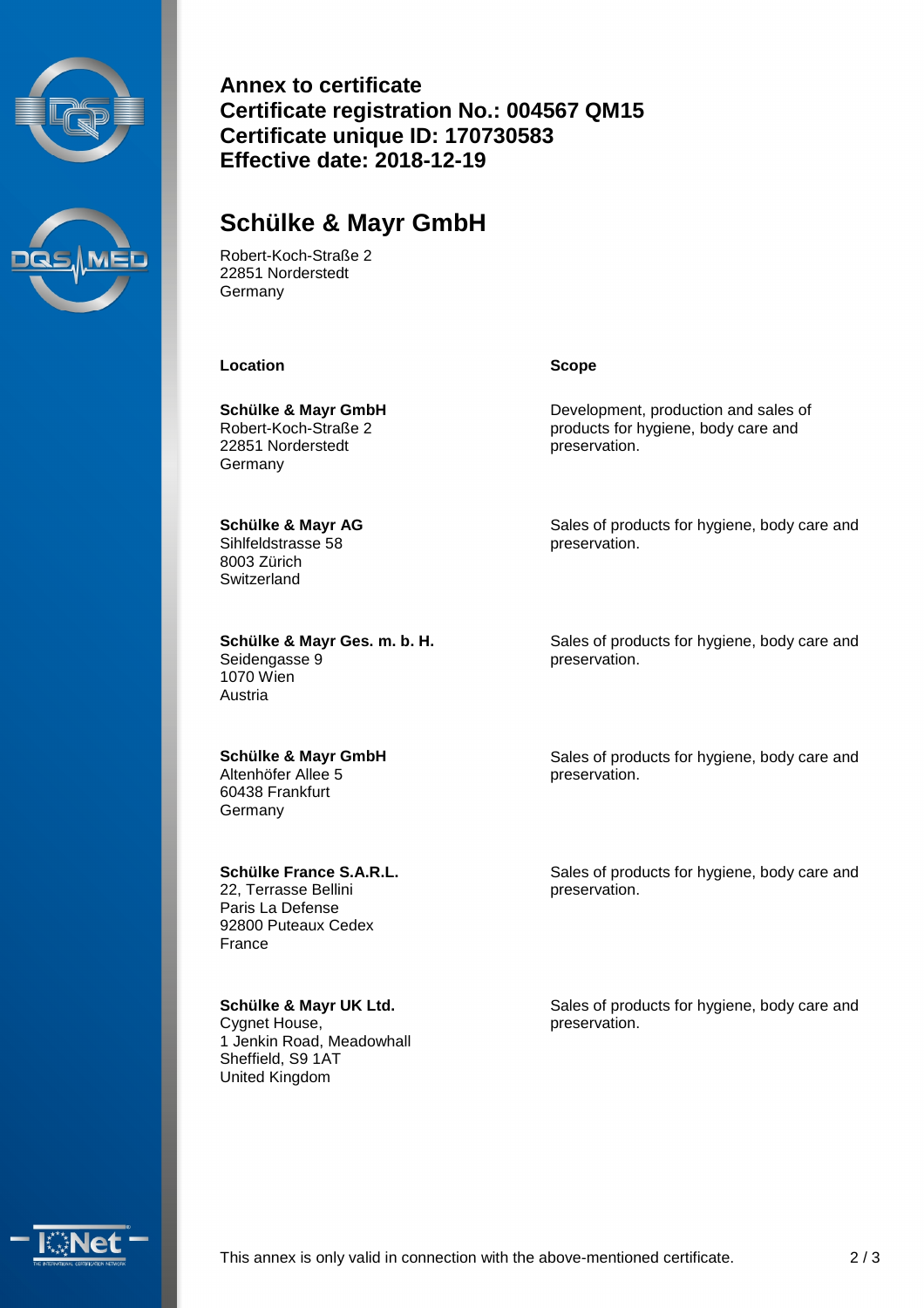**Annex to certificate**
**Certificate registration No.: 004567 QM15**
**Certificate unique ID: 170730583**
**Effective date: 2018-12-19**

# Schülke & Mayr GmbH

Robert-Koch-Straße 2
22851 Norderstedt
Germany

| Location | Scope |
| --- | --- |
| **Schülke & Mayr GmbH**<br>Robert-Koch-Straße 2<br>22851 Norderstedt<br>Germany | Development, production and sales of products for hygiene, body care and preservation. |
| **Schülke & Mayr AG**<br>Sihlfeldstrasse 58<br>8003 Zürich<br>Switzerland | Sales of products for hygiene, body care and preservation. |
| **Schülke & Mayr Ges. m. b. H.**<br>Seidengasse 9<br>1070 Wien<br>Austria | Sales of products for hygiene, body care and preservation. |
| **Schülke & Mayr GmbH**<br>Altenhöfer Allee 5<br>60438 Frankfurt<br>Germany | Sales of products for hygiene, body care and preservation. |
| **Schülke France S.A.R.L.**<br>22, Terrasse Bellini<br>Paris La Defense<br>92800 Puteaux Cedex<br>France | Sales of products for hygiene, body care and preservation. |
| **Schülke & Mayr UK Ltd.**<br>Cygnet House,<br>1 Jenkin Road, Meadowhall<br>Sheffield, S9 1AT<br>United Kingdom | Sales of products for hygiene, body care and preservation. |

This annex is only valid in connection with the above-mentioned certificate.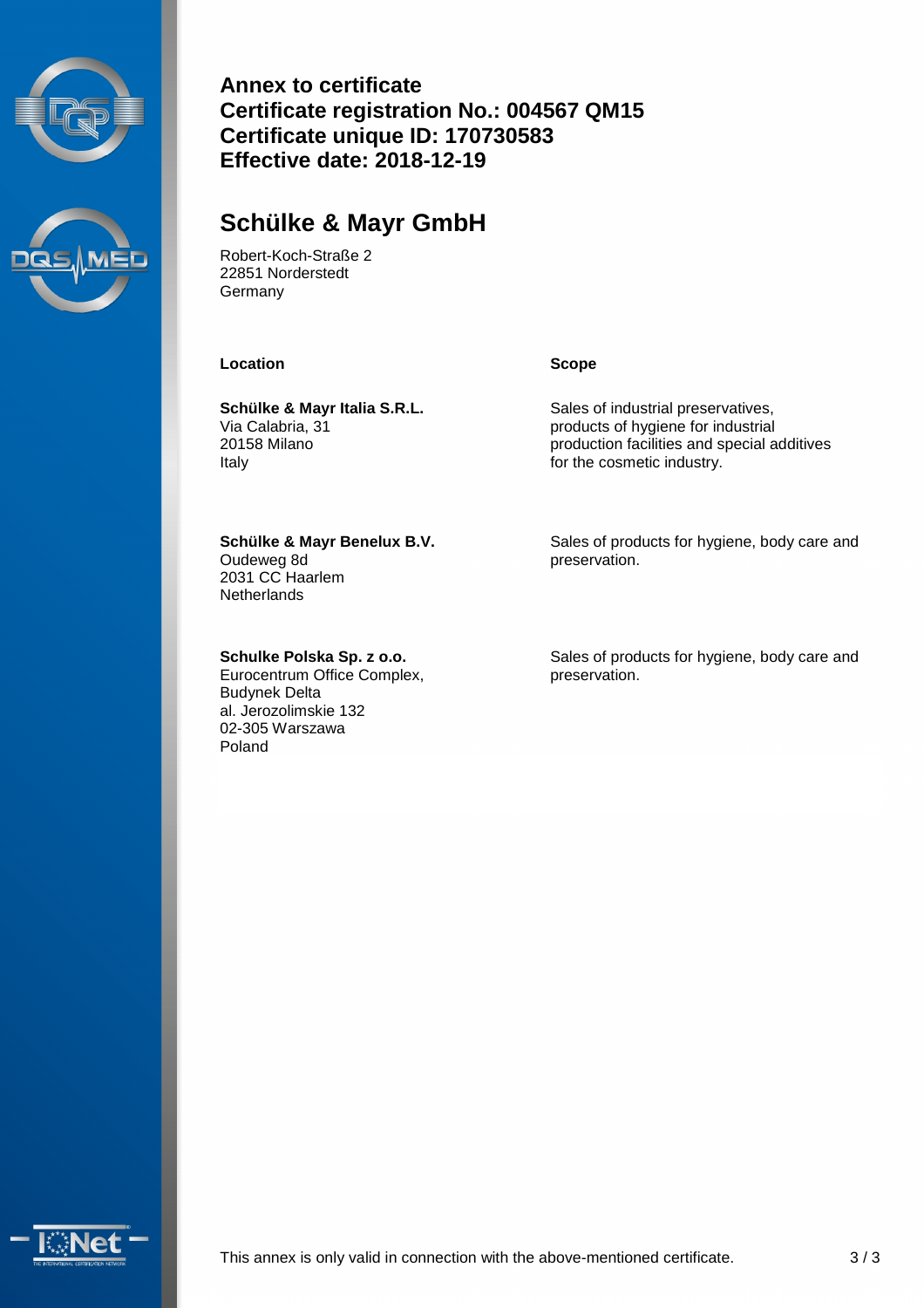**Annex to certificate**
**Certificate registration No.: 004567 QM15**
**Certificate unique ID: 170730583**
**Effective date: 2018-12-19**

## Schülke & Mayr GmbH

Robert-Koch-Straße 2
22851 Norderstedt
Germany

| Location | Scope |
|---|---|
| **Schülke & Mayr Italia S.R.L.**<br>Via Calabria, 31<br>20158 Milano<br>Italy | Sales of industrial preservatives, products of hygiene for industrial production facilities and special additives for the cosmetic industry. |
| **Schülke & Mayr Benelux B.V.**<br>Oudeweg 8d<br>2031 CC Haarlem<br>Netherlands | Sales of products for hygiene, body care and preservation. |
| **Schulke Polska Sp. z o.o.**<br>Eurocentrum Office Complex,<br>Budynek Delta<br>al. Jerozolimskie 132<br>02-305 Warszawa<br>Poland | Sales of products for hygiene, body care and preservation. |

This annex is only valid in connection with the above-mentioned certificate.